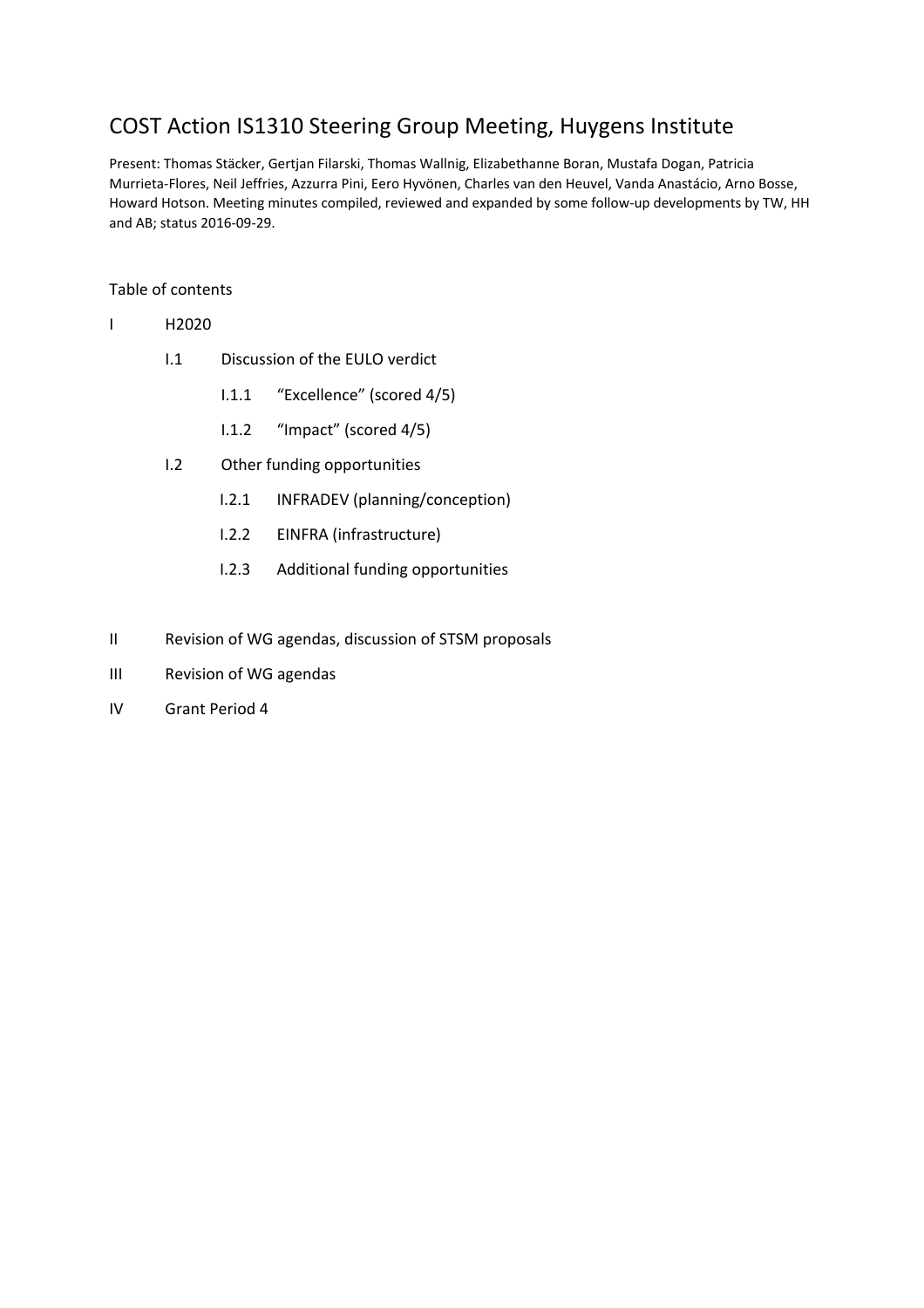# COST Action IS1310 Steering Group Meeting, Huygens Institute

Present: Thomas Stäcker, Gertjan Filarski, Thomas Wallnig, Elizabethanne Boran, Mustafa Dogan, Patricia Murrieta-Flores, Neil Jeffries, Azzurra Pini, Eero Hyvönen, Charles van den Heuvel, Vanda Anastácio, Arno Bosse, Howard Hotson. Meeting minutes compiled, reviewed and expanded by some follow-up developments by TW, HH and AB; status 2016-09-29.

Table of contents

- I H2020
  - I.1 Discussion of the EULO verdict
    - I.1.1 "Excellence" (scored 4/5)
    - I.1.2 "Impact" (scored 4/5)
  - I.2 Other funding opportunities
    - I.2.1 INFRADEV (planning/conception)
    - I.2.2 EINFRA (infrastructure)
    - I.2.3 Additional funding opportunities
- II Revision of WG agendas, discussion of STSM proposals
- III Revision of WG agendas
- IV Grant Period 4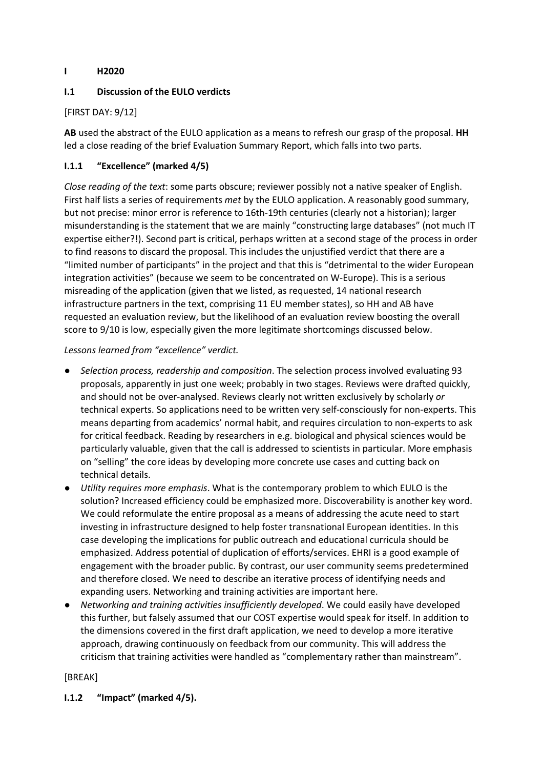# I H2020

## I.1 Discussion of the EULO verdicts

[FIRST DAY: 9/12]

**AB** used the abstract of the EULO application as a means to refresh our grasp of the proposal. **HH** led a close reading of the brief Evaluation Summary Report, which falls into two parts.

### I.1.1 "Excellence" (marked 4/5)

*Close reading of the text*: some parts obscure; reviewer possibly not a native speaker of English. First half lists a series of requirements *met* by the EULO application. A reasonably good summary, but not precise: minor error is reference to 16th-19th centuries (clearly not a historian); larger misunderstanding is the statement that we are mainly "constructing large databases" (not much IT expertise either?!). Second part is critical, perhaps written at a second stage of the process in order to find reasons to discard the proposal. This includes the unjustified verdict that there are a "limited number of participants" in the project and that this is "detrimental to the wider European integration activities" (because we seem to be concentrated on W-Europe). This is a serious misreading of the application (given that we listed, as requested, 14 national research infrastructure partners in the text, comprising 11 EU member states), so HH and AB have requested an evaluation review, but the likelihood of an evaluation review boosting the overall score to 9/10 is low, especially given the more legitimate shortcomings discussed below.

*Lessons learned from "excellence" verdict.*

- *Selection process, readership and composition*. The selection process involved evaluating 93 proposals, apparently in just one week; probably in two stages. Reviews were drafted quickly, and should not be over-analysed. Reviews clearly not written exclusively by scholarly *or* technical experts. So applications need to be written very self-consciously for non-experts. This means departing from academics' normal habit, and requires circulation to non-experts to ask for critical feedback. Reading by researchers in e.g. biological and physical sciences would be particularly valuable, given that the call is addressed to scientists in particular. More emphasis on "selling" the core ideas by developing more concrete use cases and cutting back on technical details.
- *Utility requires more emphasis*. What is the contemporary problem to which EULO is the solution? Increased efficiency could be emphasized more. Discoverability is another key word. We could reformulate the entire proposal as a means of addressing the acute need to start investing in infrastructure designed to help foster transnational European identities. In this case developing the implications for public outreach and educational curricula should be emphasized. Address potential of duplication of efforts/services. EHRI is a good example of engagement with the broader public. By contrast, our user community seems predetermined and therefore closed. We need to describe an iterative process of identifying needs and expanding users. Networking and training activities are important here.
- *Networking and training activities insufficiently developed*. We could easily have developed this further, but falsely assumed that our COST expertise would speak for itself. In addition to the dimensions covered in the first draft application, we need to develop a more iterative approach, drawing continuously on feedback from our community. This will address the criticism that training activities were handled as "complementary rather than mainstream".

[BREAK]

### I.1.2 "Impact" (marked 4/5).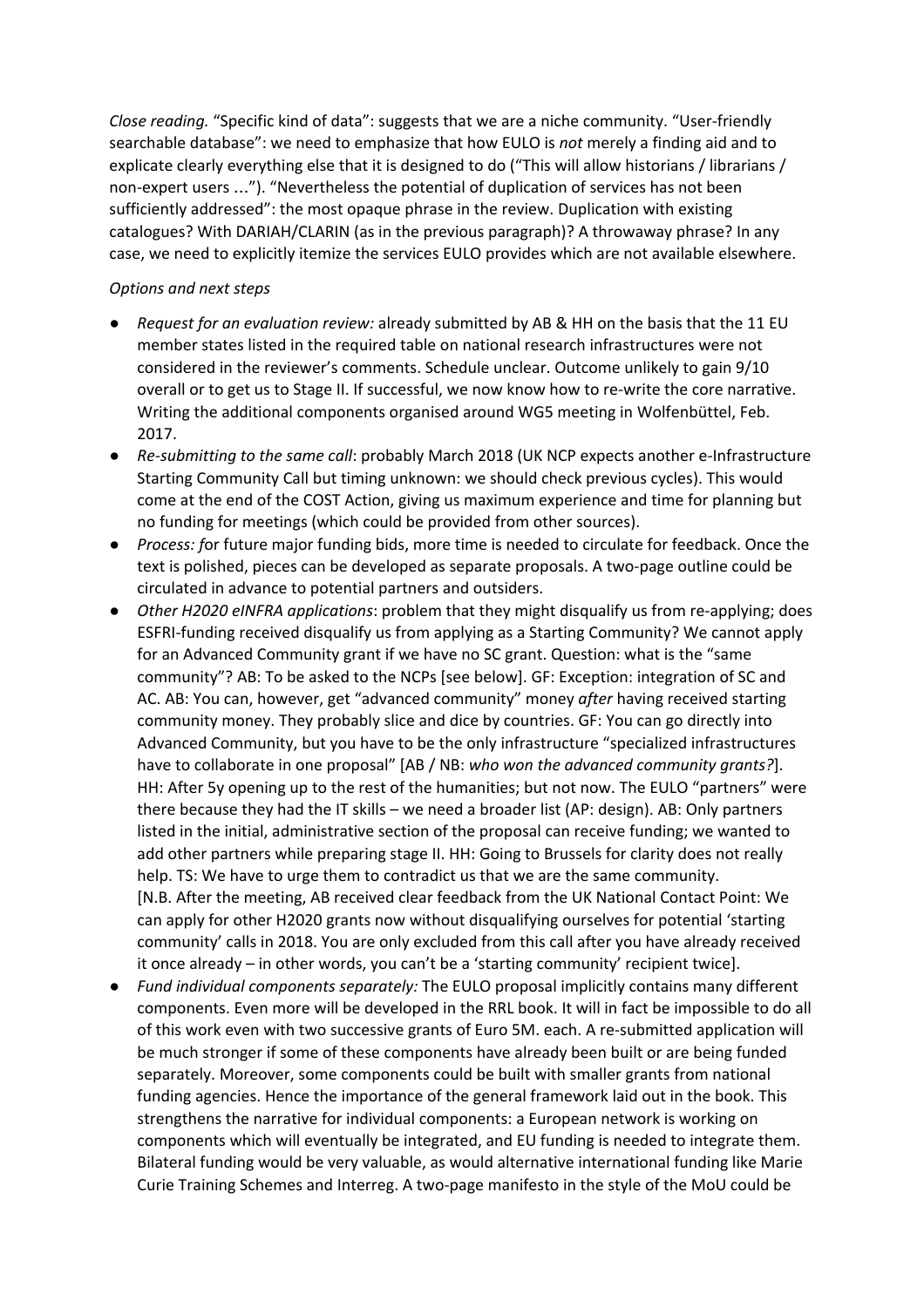*Close reading.* "Specific kind of data": suggests that we are a niche community. "User-friendly searchable database": we need to emphasize that how EULO is *not* merely a finding aid and to explicate clearly everything else that it is designed to do ("This will allow historians / librarians / non-expert users ..."). "Nevertheless the potential of duplication of services has not been sufficiently addressed": the most opaque phrase in the review. Duplication with existing catalogues? With DARIAH/CLARIN (as in the previous paragraph)? A throwaway phrase? In any case, we need to explicitly itemize the services EULO provides which are not available elsewhere.

*Options and next steps*

- *Request for an evaluation review:* already submitted by AB & HH on the basis that the 11 EU member states listed in the required table on national research infrastructures were not considered in the reviewer's comments. Schedule unclear. Outcome unlikely to gain 9/10 overall or to get us to Stage II. If successful, we now know how to re-write the core narrative. Writing the additional components organised around WG5 meeting in Wolfenbüttel, Feb. 2017.
- *Re-submitting to the same call*: probably March 2018 (UK NCP expects another e-Infrastructure Starting Community Call but timing unknown: we should check previous cycles). This would come at the end of the COST Action, giving us maximum experience and time for planning but no funding for meetings (which could be provided from other sources).
- *Process: f*or future major funding bids, more time is needed to circulate for feedback. Once the text is polished, pieces can be developed as separate proposals. A two-page outline could be circulated in advance to potential partners and outsiders.
- *Other H2020 eINFRA applications*: problem that they might disqualify us from re-applying; does ESFRI-funding received disqualify us from applying as a Starting Community? We cannot apply for an Advanced Community grant if we have no SC grant. Question: what is the "same community"? AB: To be asked to the NCPs [see below]. GF: Exception: integration of SC and AC. AB: You can, however, get "advanced community" money *after* having received starting community money. They probably slice and dice by countries. GF: You can go directly into Advanced Community, but you have to be the only infrastructure "specialized infrastructures have to collaborate in one proposal" [AB / NB: *who won the advanced community grants?*]. HH: After 5y opening up to the rest of the humanities; but not now. The EULO "partners" were there because they had the IT skills – we need a broader list (AP: design). AB: Only partners listed in the initial, administrative section of the proposal can receive funding; we wanted to add other partners while preparing stage II. HH: Going to Brussels for clarity does not really help. TS: We have to urge them to contradict us that we are the same community.
  [N.B. After the meeting, AB received clear feedback from the UK National Contact Point: We can apply for other H2020 grants now without disqualifying ourselves for potential 'starting community' calls in 2018. You are only excluded from this call after you have already received it once already – in other words, you can't be a 'starting community' recipient twice].
- *Fund individual components separately:* The EULO proposal implicitly contains many different components. Even more will be developed in the RRL book. It will in fact be impossible to do all of this work even with two successive grants of Euro 5M. each. A re-submitted application will be much stronger if some of these components have already been built or are being funded separately. Moreover, some components could be built with smaller grants from national funding agencies. Hence the importance of the general framework laid out in the book. This strengthens the narrative for individual components: a European network is working on components which will eventually be integrated, and EU funding is needed to integrate them. Bilateral funding would be very valuable, as would alternative international funding like Marie Curie Training Schemes and Interreg. A two-page manifesto in the style of the MoU could be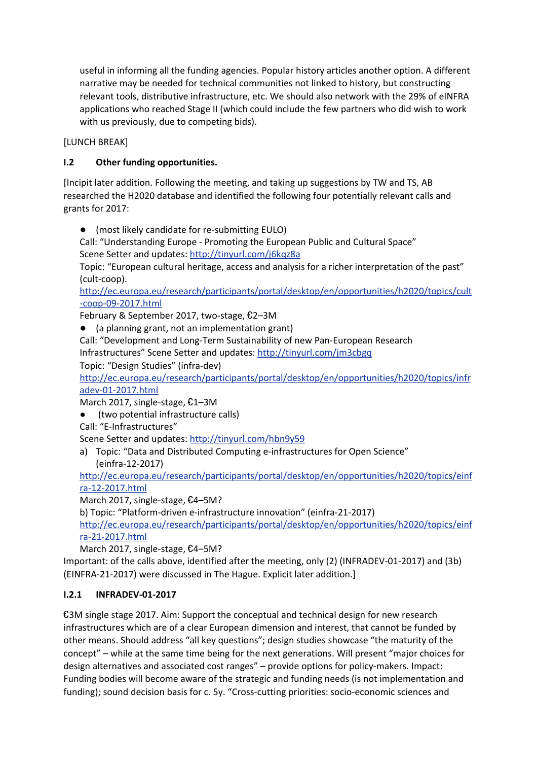useful in informing all the funding agencies. Popular history articles another option. A different narrative may be needed for technical communities not linked to history, but constructing relevant tools, distributive infrastructure, etc. We should also network with the 29% of eINFRA applications who reached Stage II (which could include the few partners who did wish to work with us previously, due to competing bids).

[LUNCH BREAK]

### I.2 Other funding opportunities.

[Incipit later addition. Following the meeting, and taking up suggestions by TW and TS, AB researched the H2020 database and identified the following four potentially relevant calls and grants for 2017:

- (most likely candidate for re-submitting EULO)
  Call: "Understanding Europe - Promoting the European Public and Cultural Space"
  Scene Setter and updates: http://tinyurl.com/j6kqz8a
  Topic: "European cultural heritage, access and analysis for a richer interpretation of the past" (cult-coop).
  http://ec.europa.eu/research/participants/portal/desktop/en/opportunities/h2020/topics/cult-coop-09-2017.html
  February & September 2017, two-stage, €2–3M
- (a planning grant, not an implementation grant)
  Call: "Development and Long-Term Sustainability of new Pan-European Research Infrastructures" Scene Setter and updates: http://tinyurl.com/jm3cbgq
  Topic: "Design Studies" (infra-dev)
  http://ec.europa.eu/research/participants/portal/desktop/en/opportunities/h2020/topics/infradev-01-2017.html
  March 2017, single-stage, €1–3M
- (two potential infrastructure calls)
  Call: "E-Infrastructures"
  Scene Setter and updates: http://tinyurl.com/hbn9y59
  a) Topic: "Data and Distributed Computing e-infrastructures for Open Science" (einfra-12-2017)
  http://ec.europa.eu/research/participants/portal/desktop/en/opportunities/h2020/topics/einfra-12-2017.html
  March 2017, single-stage, €4–5M?
  b) Topic: "Platform-driven e-infrastructure innovation" (einfra-21-2017)
  http://ec.europa.eu/research/participants/portal/desktop/en/opportunities/h2020/topics/einfra-21-2017.html
  March 2017, single-stage, €4–5M?

Important: of the calls above, identified after the meeting, only (2) (INFRADEV-01-2017) and (3b) (EINFRA-21-2017) were discussed in The Hague. Explicit later addition.]

#### I.2.1 INFRADEV-01-2017

€3M single stage 2017. Aim: Support the conceptual and technical design for new research infrastructures which are of a clear European dimension and interest, that cannot be funded by other means. Should address "all key questions"; design studies showcase "the maturity of the concept" – while at the same time being for the next generations. Will present "major choices for design alternatives and associated cost ranges" – provide options for policy-makers. Impact: Funding bodies will become aware of the strategic and funding needs (is not implementation and funding); sound decision basis for c. 5y. "Cross-cutting priorities: socio-economic sciences and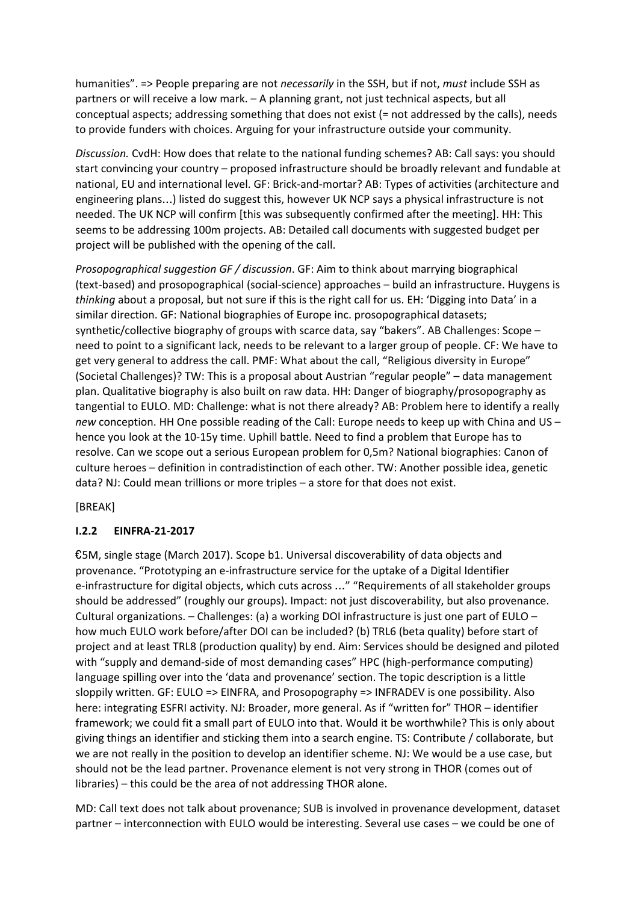humanities". => People preparing are not *necessarily* in the SSH, but if not, *must* include SSH as partners or will receive a low mark. – A planning grant, not just technical aspects, but all conceptual aspects; addressing something that does not exist (= not addressed by the calls), needs to provide funders with choices. Arguing for your infrastructure outside your community.

*Discussion.* CvdH: How does that relate to the national funding schemes? AB: Call says: you should start convincing your country – proposed infrastructure should be broadly relevant and fundable at national, EU and international level. GF: Brick-and-mortar? AB: Types of activities (architecture and engineering plans…) listed do suggest this, however UK NCP says a physical infrastructure is not needed. The UK NCP will confirm [this was subsequently confirmed after the meeting]. HH: This seems to be addressing 100m projects. AB: Detailed call documents with suggested budget per project will be published with the opening of the call.

*Prosopographical suggestion GF / discussion*. GF: Aim to think about marrying biographical (text-based) and prosopographical (social-science) approaches – build an infrastructure. Huygens is *thinking* about a proposal, but not sure if this is the right call for us. EH: 'Digging into Data' in a similar direction. GF: National biographies of Europe inc. prosopographical datasets; synthetic/collective biography of groups with scarce data, say "bakers". AB Challenges: Scope – need to point to a significant lack, needs to be relevant to a larger group of people. CF: We have to get very general to address the call. PMF: What about the call, "Religious diversity in Europe" (Societal Challenges)? TW: This is a proposal about Austrian "regular people" – data management plan. Qualitative biography is also built on raw data. HH: Danger of biography/prosopography as tangential to EULO. MD: Challenge: what is not there already? AB: Problem here to identify a really *new* conception. HH One possible reading of the Call: Europe needs to keep up with China and US – hence you look at the 10-15y time. Uphill battle. Need to find a problem that Europe has to resolve. Can we scope out a serious European problem for 0,5m? National biographies: Canon of culture heroes – definition in contradistinction of each other. TW: Another possible idea, genetic data? NJ: Could mean trillions or more triples – a store for that does not exist.

[BREAK]

### I.2.2 EINFRA-21-2017

€5M, single stage (March 2017). Scope b1. Universal discoverability of data objects and provenance. "Prototyping an e-infrastructure service for the uptake of a Digital Identifier e-infrastructure for digital objects, which cuts across …" "Requirements of all stakeholder groups should be addressed" (roughly our groups). Impact: not just discoverability, but also provenance. Cultural organizations. – Challenges: (a) a working DOI infrastructure is just one part of EULO – how much EULO work before/after DOI can be included? (b) TRL6 (beta quality) before start of project and at least TRL8 (production quality) by end. Aim: Services should be designed and piloted with "supply and demand-side of most demanding cases" HPC (high-performance computing) language spilling over into the 'data and provenance' section. The topic description is a little sloppily written. GF: EULO => EINFRA, and Prosopography => INFRADEV is one possibility. Also here: integrating ESFRI activity. NJ: Broader, more general. As if "written for" THOR – identifier framework; we could fit a small part of EULO into that. Would it be worthwhile? This is only about giving things an identifier and sticking them into a search engine. TS: Contribute / collaborate, but we are not really in the position to develop an identifier scheme. NJ: We would be a use case, but should not be the lead partner. Provenance element is not very strong in THOR (comes out of libraries) – this could be the area of not addressing THOR alone.

MD: Call text does not talk about provenance; SUB is involved in provenance development, dataset partner – interconnection with EULO would be interesting. Several use cases – we could be one of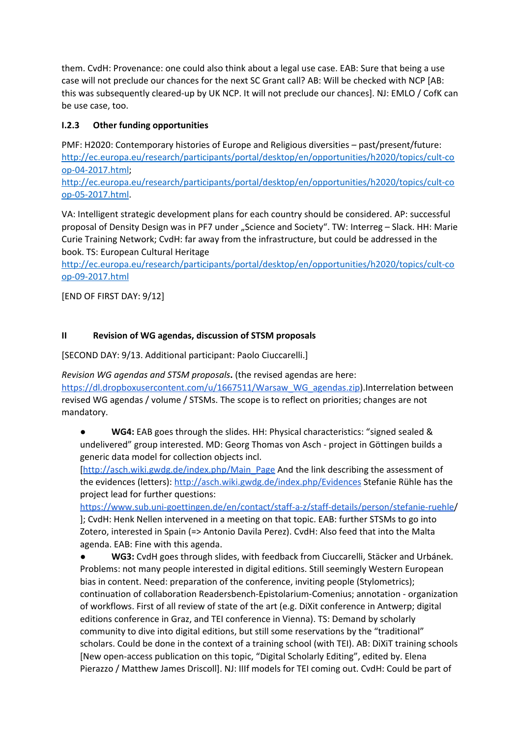them. CvdH: Provenance: one could also think about a legal use case. EAB: Sure that being a use case will not preclude our chances for the next SC Grant call? AB: Will be checked with NCP [AB: this was subsequently cleared-up by UK NCP. It will not preclude our chances]. NJ: EMLO / CofK can be use case, too.

### I.2.3 Other funding opportunities

PMF: H2020: Contemporary histories of Europe and Religious diversities – past/present/future: http://ec.europa.eu/research/participants/portal/desktop/en/opportunities/h2020/topics/cult-coop-04-2017.html; http://ec.europa.eu/research/participants/portal/desktop/en/opportunities/h2020/topics/cult-coop-05-2017.html.

VA: Intelligent strategic development plans for each country should be considered. AP: successful proposal of Density Design was in PF7 under „Science and Society". TW: Interreg – Slack. HH: Marie Curie Training Network; CvdH: far away from the infrastructure, but could be addressed in the book. TS: European Cultural Heritage http://ec.europa.eu/research/participants/portal/desktop/en/opportunities/h2020/topics/cult-coop-09-2017.html

[END OF FIRST DAY: 9/12]

## II Revision of WG agendas, discussion of STSM proposals

[SECOND DAY: 9/13. Additional participant: Paolo Ciuccarelli.]

*Revision WG agendas and STSM proposals*. (the revised agendas are here: https://dl.dropboxusercontent.com/u/1667511/Warsaw_WG_agendas.zip).Interrelation between revised WG agendas / volume / STSMs. The scope is to reflect on priorities; changes are not mandatory.

- **WG4:** EAB goes through the slides. HH: Physical characteristics: "signed sealed & undelivered" group interested. MD: Georg Thomas von Asch - project in Göttingen builds a generic data model for collection objects incl. [http://asch.wiki.gwdg.de/index.php/Main_Page And the link describing the assessment of the evidences (letters): http://asch.wiki.gwdg.de/index.php/Evidences Stefanie Rühle has the project lead for further questions: https://www.sub.uni-goettingen.de/en/contact/staff-a-z/staff-details/person/stefanie-ruehle/ ]; CvdH: Henk Nellen intervened in a meeting on that topic. EAB: further STSMs to go into Zotero, interested in Spain (=> Antonio Davila Perez). CvdH: Also feed that into the Malta agenda. EAB: Fine with this agenda.
- **WG3:** CvdH goes through slides, with feedback from Ciuccarelli, Stäcker and Urbánek. Problems: not many people interested in digital editions. Still seemingly Western European bias in content. Need: preparation of the conference, inviting people (Stylometrics); continuation of collaboration Readersbench-Epistolarium-Comenius; annotation - organization of workflows. First of all review of state of the art (e.g. DiXit conference in Antwerp; digital editions conference in Graz, and TEI conference in Vienna). TS: Demand by scholarly community to dive into digital editions, but still some reservations by the "traditional" scholars. Could be done in the context of a training school (with TEI). AB: DiXiT training schools [New open-access publication on this topic, "Digital Scholarly Editing", edited by. Elena Pierazzo / Matthew James Driscoll]. NJ: IIIf models for TEI coming out. CvdH: Could be part of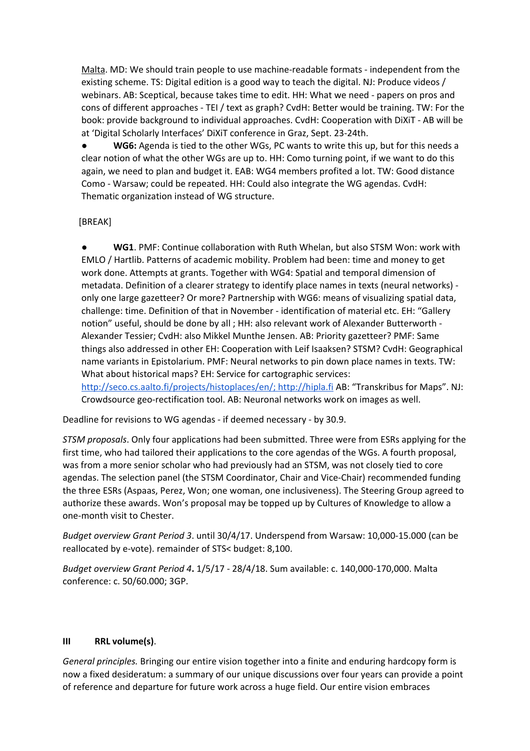Malta. MD: We should train people to use machine-readable formats - independent from the existing scheme. TS: Digital edition is a good way to teach the digital. NJ: Produce videos / webinars. AB: Sceptical, because takes time to edit. HH: What we need - papers on pros and cons of different approaches - TEI / text as graph? CvdH: Better would be training. TW: For the book: provide background to individual approaches. CvdH: Cooperation with DiXiT - AB will be at 'Digital Scholarly Interfaces' DiXiT conference in Graz, Sept. 23-24th.

- **WG6:** Agenda is tied to the other WGs, PC wants to write this up, but for this needs a clear notion of what the other WGs are up to. HH: Como turning point, if we want to do this again, we need to plan and budget it. EAB: WG4 members profited a lot. TW: Good distance Como - Warsaw; could be repeated. HH: Could also integrate the WG agendas. CvdH: Thematic organization instead of WG structure.

[BREAK]

- **WG1**. PMF: Continue collaboration with Ruth Whelan, but also STSM Won: work with EMLO / Hartlib. Patterns of academic mobility. Problem had been: time and money to get work done. Attempts at grants. Together with WG4: Spatial and temporal dimension of metadata. Definition of a clearer strategy to identify place names in texts (neural networks) - only one large gazetteer? Or more? Partnership with WG6: means of visualizing spatial data, challenge: time. Definition of that in November - identification of material etc. EH: "Gallery notion" useful, should be done by all ; HH: also relevant work of Alexander Butterworth - Alexander Tessier; CvdH: also Mikkel Munthe Jensen. AB: Priority gazetteer? PMF: Same things also addressed in other EH: Cooperation with Leif Isaaksen? STSM? CvdH: Geographical name variants in Epistolarium. PMF: Neural networks to pin down place names in texts. TW: What about historical maps? EH: Service for cartographic services: http://seco.cs.aalto.fi/projects/histoplaces/en/; http://hipla.fi AB: "Transkribus for Maps". NJ: Crowdsource geo-rectification tool. AB: Neuronal networks work on images as well.

Deadline for revisions to WG agendas - if deemed necessary - by 30.9.

*STSM proposals*. Only four applications had been submitted. Three were from ESRs applying for the first time, who had tailored their applications to the core agendas of the WGs. A fourth proposal, was from a more senior scholar who had previously had an STSM, was not closely tied to core agendas. The selection panel (the STSM Coordinator, Chair and Vice-Chair) recommended funding the three ESRs (Aspaas, Perez, Won; one woman, one inclusiveness). The Steering Group agreed to authorize these awards. Won's proposal may be topped up by Cultures of Knowledge to allow a one-month visit to Chester.

*Budget overview Grant Period 3*. until 30/4/17. Underspend from Warsaw: 10,000-15.000 (can be reallocated by e-vote). remainder of STS< budget: 8,100.

*Budget overview Grant Period 4***.** 1/5/17 - 28/4/18. Sum available: c. 140,000-170,000. Malta conference: c. 50/60.000; 3GP.

### III RRL volume(s).

*General principles.* Bringing our entire vision together into a finite and enduring hardcopy form is now a fixed desideratum: a summary of our unique discussions over four years can provide a point of reference and departure for future work across a huge field. Our entire vision embraces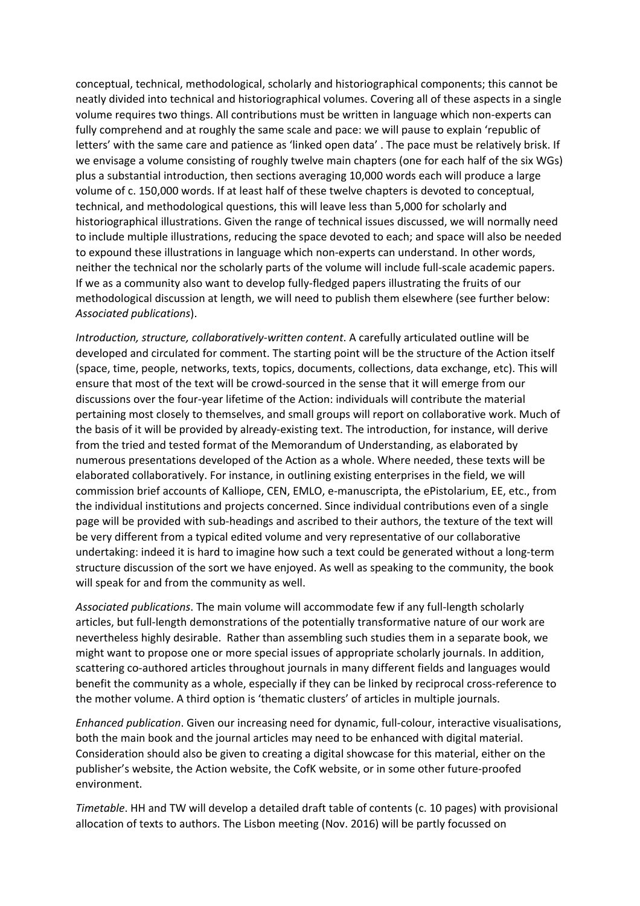conceptual, technical, methodological, scholarly and historiographical components; this cannot be neatly divided into technical and historiographical volumes. Covering all of these aspects in a single volume requires two things. All contributions must be written in language which non-experts can fully comprehend and at roughly the same scale and pace: we will pause to explain 'republic of letters' with the same care and patience as 'linked open data' . The pace must be relatively brisk. If we envisage a volume consisting of roughly twelve main chapters (one for each half of the six WGs) plus a substantial introduction, then sections averaging 10,000 words each will produce a large volume of c. 150,000 words. If at least half of these twelve chapters is devoted to conceptual, technical, and methodological questions, this will leave less than 5,000 for scholarly and historiographical illustrations. Given the range of technical issues discussed, we will normally need to include multiple illustrations, reducing the space devoted to each; and space will also be needed to expound these illustrations in language which non-experts can understand. In other words, neither the technical nor the scholarly parts of the volume will include full-scale academic papers. If we as a community also want to develop fully-fledged papers illustrating the fruits of our methodological discussion at length, we will need to publish them elsewhere (see further below: *Associated publications*).

*Introduction, structure, collaboratively-written content*. A carefully articulated outline will be developed and circulated for comment. The starting point will be the structure of the Action itself (space, time, people, networks, texts, topics, documents, collections, data exchange, etc). This will ensure that most of the text will be crowd-sourced in the sense that it will emerge from our discussions over the four-year lifetime of the Action: individuals will contribute the material pertaining most closely to themselves, and small groups will report on collaborative work. Much of the basis of it will be provided by already-existing text. The introduction, for instance, will derive from the tried and tested format of the Memorandum of Understanding, as elaborated by numerous presentations developed of the Action as a whole. Where needed, these texts will be elaborated collaboratively. For instance, in outlining existing enterprises in the field, we will commission brief accounts of Kalliope, CEN, EMLO, e-manuscripta, the ePistolarium, EE, etc., from the individual institutions and projects concerned. Since individual contributions even of a single page will be provided with sub-headings and ascribed to their authors, the texture of the text will be very different from a typical edited volume and very representative of our collaborative undertaking: indeed it is hard to imagine how such a text could be generated without a long-term structure discussion of the sort we have enjoyed. As well as speaking to the community, the book will speak for and from the community as well.

*Associated publications*. The main volume will accommodate few if any full-length scholarly articles, but full-length demonstrations of the potentially transformative nature of our work are nevertheless highly desirable. Rather than assembling such studies them in a separate book, we might want to propose one or more special issues of appropriate scholarly journals. In addition, scattering co-authored articles throughout journals in many different fields and languages would benefit the community as a whole, especially if they can be linked by reciprocal cross-reference to the mother volume. A third option is 'thematic clusters' of articles in multiple journals.

*Enhanced publication*. Given our increasing need for dynamic, full-colour, interactive visualisations, both the main book and the journal articles may need to be enhanced with digital material. Consideration should also be given to creating a digital showcase for this material, either on the publisher's website, the Action website, the CofK website, or in some other future-proofed environment.

*Timetable*. HH and TW will develop a detailed draft table of contents (c. 10 pages) with provisional allocation of texts to authors. The Lisbon meeting (Nov. 2016) will be partly focussed on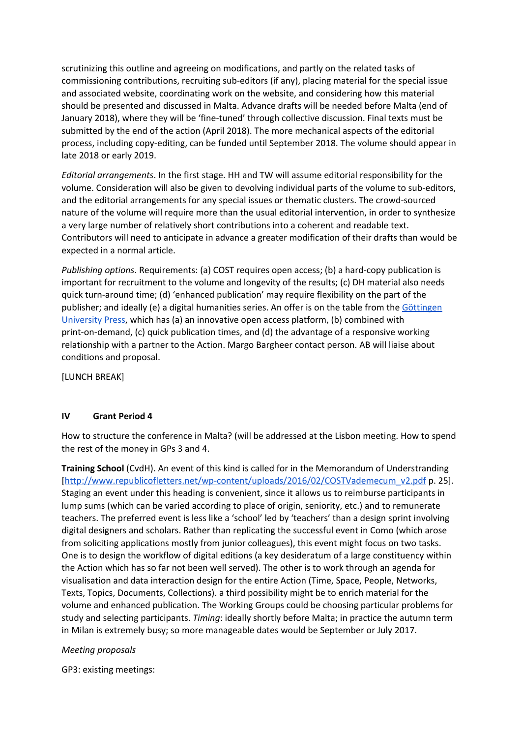scrutinizing this outline and agreeing on modifications, and partly on the related tasks of commissioning contributions, recruiting sub-editors (if any), placing material for the special issue and associated website, coordinating work on the website, and considering how this material should be presented and discussed in Malta. Advance drafts will be needed before Malta (end of January 2018), where they will be 'fine-tuned' through collective discussion. Final texts must be submitted by the end of the action (April 2018). The more mechanical aspects of the editorial process, including copy-editing, can be funded until September 2018. The volume should appear in late 2018 or early 2019.

*Editorial arrangements*. In the first stage. HH and TW will assume editorial responsibility for the volume. Consideration will also be given to devolving individual parts of the volume to sub-editors, and the editorial arrangements for any special issues or thematic clusters. The crowd-sourced nature of the volume will require more than the usual editorial intervention, in order to synthesize a very large number of relatively short contributions into a coherent and readable text. Contributors will need to anticipate in advance a greater modification of their drafts than would be expected in a normal article.

*Publishing options*. Requirements: (a) COST requires open access; (b) a hard-copy publication is important for recruitment to the volume and longevity of the results; (c) DH material also needs quick turn-around time; (d) 'enhanced publication' may require flexibility on the part of the publisher; and ideally (e) a digital humanities series. An offer is on the table from the Göttingen University Press, which has (a) an innovative open access platform, (b) combined with print-on-demand, (c) quick publication times, and (d) the advantage of a responsive working relationship with a partner to the Action. Margo Bargheer contact person. AB will liaise about conditions and proposal.

[LUNCH BREAK]

## IV Grant Period 4

How to structure the conference in Malta? (will be addressed at the Lisbon meeting. How to spend the rest of the money in GPs 3 and 4.

**Training School** (CvdH). An event of this kind is called for in the Memorandum of Understranding [http://www.republicofletters.net/wp-content/uploads/2016/02/COSTVademecum_v2.pdf p. 25]. Staging an event under this heading is convenient, since it allows us to reimburse participants in lump sums (which can be varied according to place of origin, seniority, etc.) and to remunerate teachers. The preferred event is less like a 'school' led by 'teachers' than a design sprint involving digital designers and scholars. Rather than replicating the successful event in Como (which arose from soliciting applications mostly from junior colleagues), this event might focus on two tasks. One is to design the workflow of digital editions (a key desideratum of a large constituency within the Action which has so far not been well served). The other is to work through an agenda for visualisation and data interaction design for the entire Action (Time, Space, People, Networks, Texts, Topics, Documents, Collections). a third possibility might be to enrich material for the volume and enhanced publication. The Working Groups could be choosing particular problems for study and selecting participants. *Timing*: ideally shortly before Malta; in practice the autumn term in Milan is extremely busy; so more manageable dates would be September or July 2017.

*Meeting proposals*

GP3: existing meetings: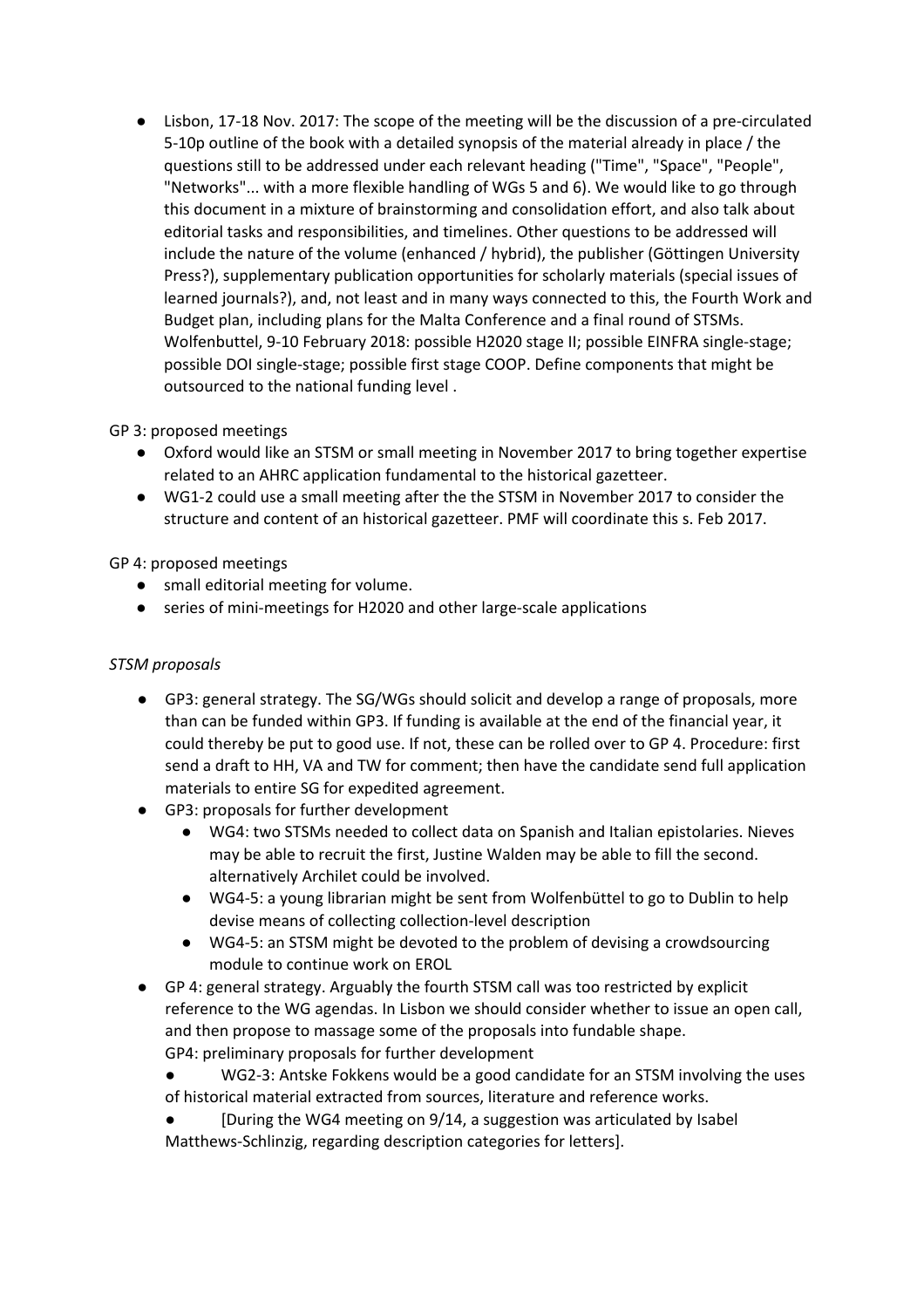- Lisbon, 17-18 Nov. 2017: The scope of the meeting will be the discussion of a pre-circulated 5-10p outline of the book with a detailed synopsis of the material already in place / the questions still to be addressed under each relevant heading ("Time", "Space", "People", "Networks"... with a more flexible handling of WGs 5 and 6). We would like to go through this document in a mixture of brainstorming and consolidation effort, and also talk about editorial tasks and responsibilities, and timelines. Other questions to be addressed will include the nature of the volume (enhanced / hybrid), the publisher (Göttingen University Press?), supplementary publication opportunities for scholarly materials (special issues of learned journals?), and, not least and in many ways connected to this, the Fourth Work and Budget plan, including plans for the Malta Conference and a final round of STSMs. Wolfenbuttel, 9-10 February 2018: possible H2020 stage II; possible EINFRA single-stage; possible DOI single-stage; possible first stage COOP. Define components that might be outsourced to the national funding level .

GP 3: proposed meetings

- Oxford would like an STSM or small meeting in November 2017 to bring together expertise related to an AHRC application fundamental to the historical gazetteer.
- WG1-2 could use a small meeting after the the STSM in November 2017 to consider the structure and content of an historical gazetteer. PMF will coordinate this s. Feb 2017.

GP 4: proposed meetings

- small editorial meeting for volume.
- series of mini-meetings for H2020 and other large-scale applications

*STSM proposals*

- GP3: general strategy. The SG/WGs should solicit and develop a range of proposals, more than can be funded within GP3. If funding is available at the end of the financial year, it could thereby be put to good use. If not, these can be rolled over to GP 4. Procedure: first send a draft to HH, VA and TW for comment; then have the candidate send full application materials to entire SG for expedited agreement.
- GP3: proposals for further development
    - WG4: two STSMs needed to collect data on Spanish and Italian epistolaries. Nieves may be able to recruit the first, Justine Walden may be able to fill the second. alternatively Archilet could be involved.
    - WG4-5: a young librarian might be sent from Wolfenbüttel to go to Dublin to help devise means of collecting collection-level description
    - WG4-5: an STSM might be devoted to the problem of devising a crowdsourcing module to continue work on EROL
- GP 4: general strategy. Arguably the fourth STSM call was too restricted by explicit reference to the WG agendas. In Lisbon we should consider whether to issue an open call, and then propose to massage some of the proposals into fundable shape.
  GP4: preliminary proposals for further development
    - WG2-3: Antske Fokkens would be a good candidate for an STSM involving the uses of historical material extracted from sources, literature and reference works.
    - [During the WG4 meeting on 9/14, a suggestion was articulated by Isabel Matthews-Schlinzig, regarding description categories for letters].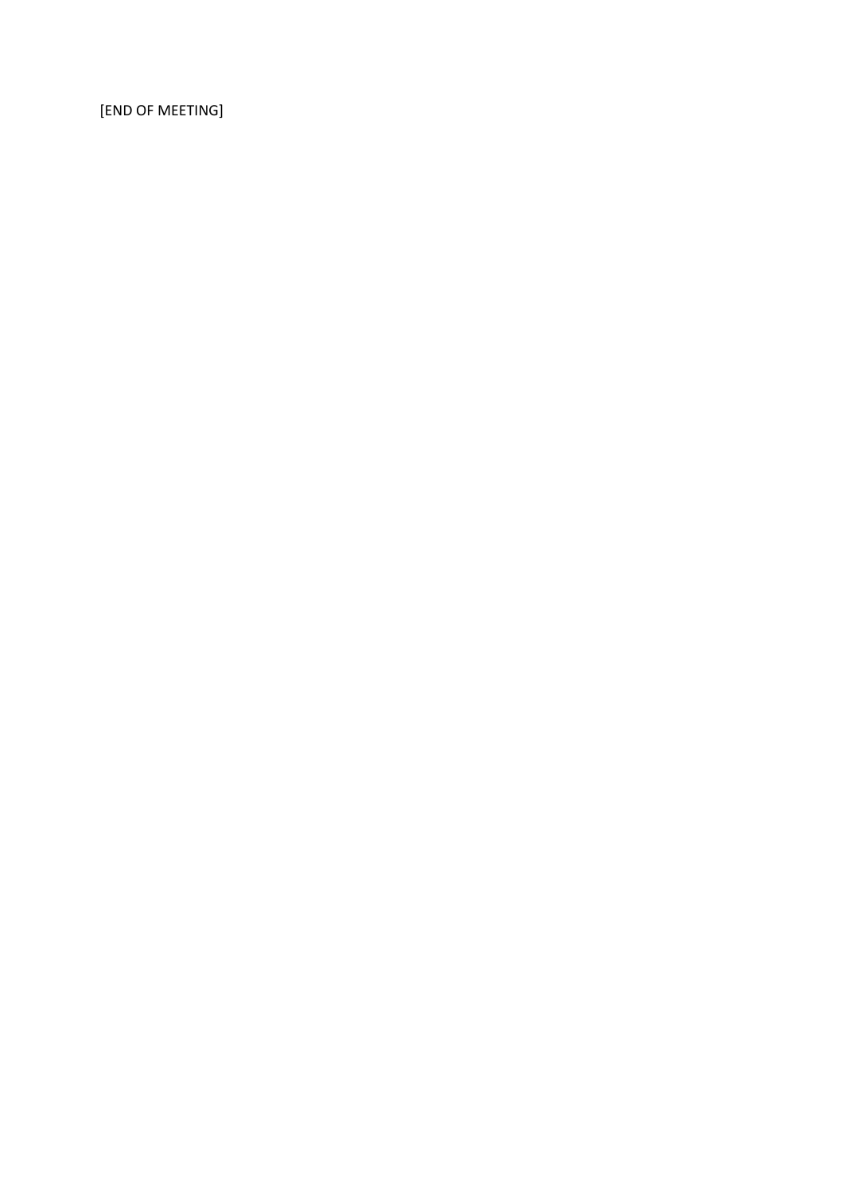[END OF MEETING]